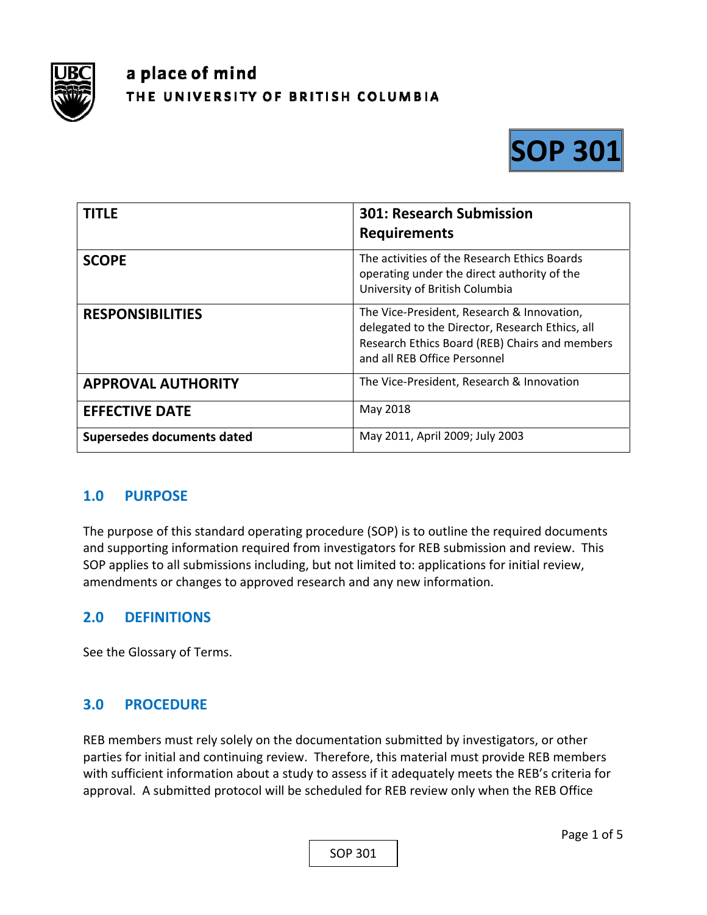a place of mind

THE UNIVERSITY OF BRITISH COLUMBIA

**SOP 301**

| TITLE | 301: Research Submission Requirements |
| --- | --- |
| SCOPE | The activities of the Research Ethics Boards operating under the direct authority of the University of British Columbia |
| RESPONSIBILITIES | The Vice-President, Research & Innovation, delegated to the Director, Research Ethics, all Research Ethics Board (REB) Chairs and members and all REB Office Personnel |
| APPROVAL AUTHORITY | The Vice-President, Research & Innovation |
| EFFECTIVE DATE | May 2018 |
| Supersedes documents dated | May 2011, April 2009; July 2003 |

## 1.0 PURPOSE

The purpose of this standard operating procedure (SOP) is to outline the required documents and supporting information required from investigators for REB submission and review. This SOP applies to all submissions including, but not limited to: applications for initial review, amendments or changes to approved research and any new information.

## 2.0 DEFINITIONS

See the Glossary of Terms.

## 3.0 PROCEDURE

REB members must rely solely on the documentation submitted by investigators, or other parties for initial and continuing review. Therefore, this material must provide REB members with sufficient information about a study to assess if it adequately meets the REB's criteria for approval. A submitted protocol will be scheduled for REB review only when the REB Office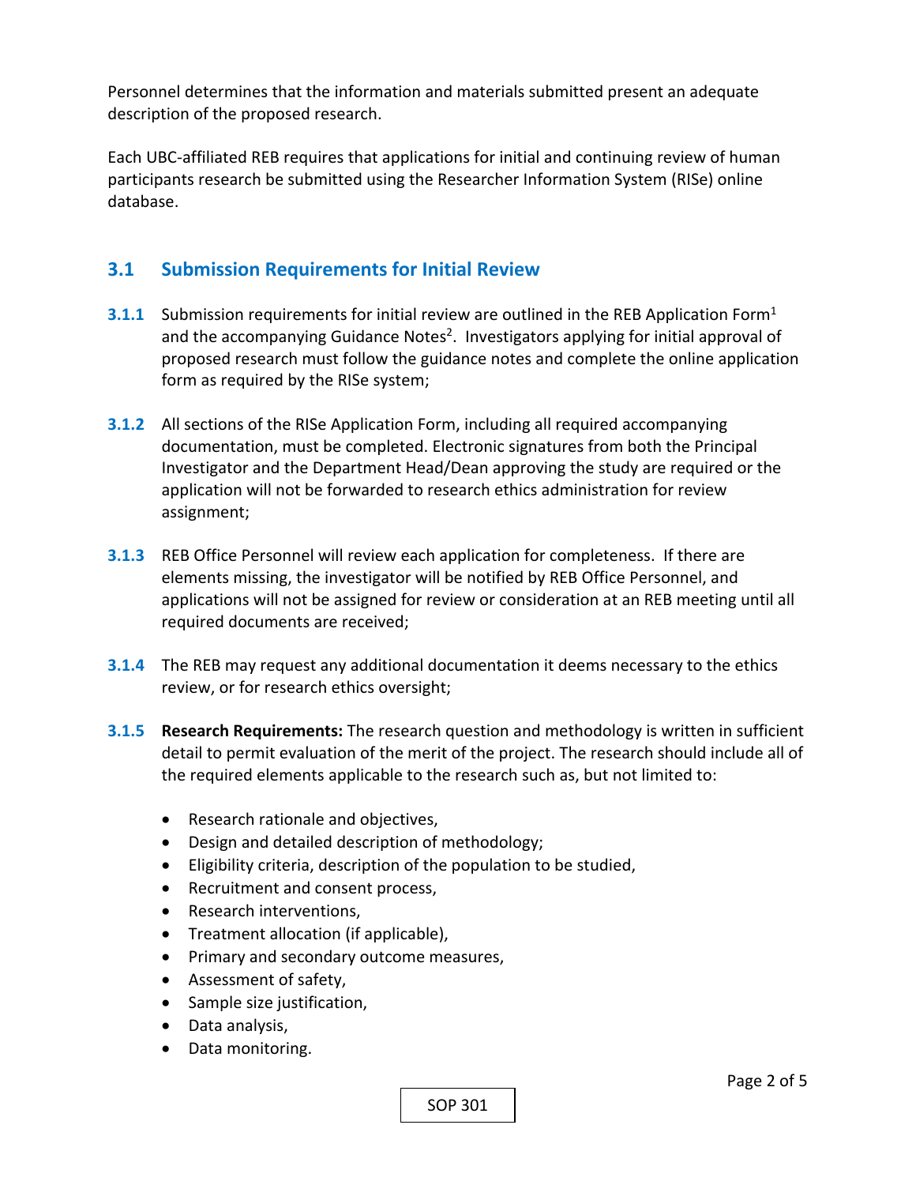Personnel determines that the information and materials submitted present an adequate description of the proposed research.

Each UBC-affiliated REB requires that applications for initial and continuing review of human participants research be submitted using the Researcher Information System (RISe) online database.

## 3.1 Submission Requirements for Initial Review

**3.1.1** Submission requirements for initial review are outlined in the REB Application Form[1] and the accompanying Guidance Notes[2]. Investigators applying for initial approval of proposed research must follow the guidance notes and complete the online application form as required by the RISe system;

**3.1.2** All sections of the RISe Application Form, including all required accompanying documentation, must be completed. Electronic signatures from both the Principal Investigator and the Department Head/Dean approving the study are required or the application will not be forwarded to research ethics administration for review assignment;

**3.1.3** REB Office Personnel will review each application for completeness. If there are elements missing, the investigator will be notified by REB Office Personnel, and applications will not be assigned for review or consideration at an REB meeting until all required documents are received;

**3.1.4** The REB may request any additional documentation it deems necessary to the ethics review, or for research ethics oversight;

**3.1.5** **Research Requirements:** The research question and methodology is written in sufficient detail to permit evaluation of the merit of the project. The research should include all of the required elements applicable to the research such as, but not limited to:

- Research rationale and objectives,
- Design and detailed description of methodology;
- Eligibility criteria, description of the population to be studied,
- Recruitment and consent process,
- Research interventions,
- Treatment allocation (if applicable),
- Primary and secondary outcome measures,
- Assessment of safety,
- Sample size justification,
- Data analysis,
- Data monitoring.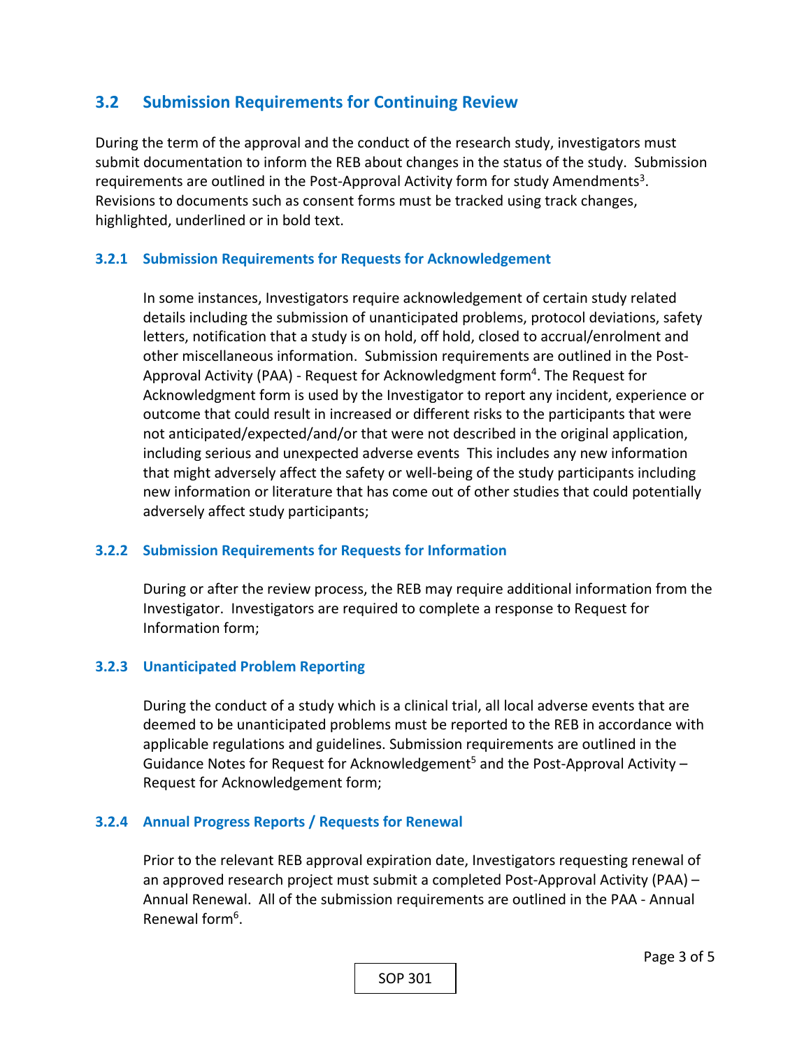## 3.2 Submission Requirements for Continuing Review

During the term of the approval and the conduct of the research study, investigators must submit documentation to inform the REB about changes in the status of the study. Submission requirements are outlined in the Post-Approval Activity form for study Amendments[3]. Revisions to documents such as consent forms must be tracked using track changes, highlighted, underlined or in bold text.

### 3.2.1 Submission Requirements for Requests for Acknowledgement

In some instances, Investigators require acknowledgement of certain study related details including the submission of unanticipated problems, protocol deviations, safety letters, notification that a study is on hold, off hold, closed to accrual/enrolment and other miscellaneous information. Submission requirements are outlined in the Post-Approval Activity (PAA) - Request for Acknowledgment form[4]. The Request for Acknowledgment form is used by the Investigator to report any incident, experience or outcome that could result in increased or different risks to the participants that were not anticipated/expected/and/or that were not described in the original application, including serious and unexpected adverse events This includes any new information that might adversely affect the safety or well-being of the study participants including new information or literature that has come out of other studies that could potentially adversely affect study participants;

### 3.2.2 Submission Requirements for Requests for Information

During or after the review process, the REB may require additional information from the Investigator. Investigators are required to complete a response to Request for Information form;

### 3.2.3 Unanticipated Problem Reporting

During the conduct of a study which is a clinical trial, all local adverse events that are deemed to be unanticipated problems must be reported to the REB in accordance with applicable regulations and guidelines. Submission requirements are outlined in the Guidance Notes for Request for Acknowledgement[5] and the Post-Approval Activity – Request for Acknowledgement form;

### 3.2.4 Annual Progress Reports / Requests for Renewal

Prior to the relevant REB approval expiration date, Investigators requesting renewal of an approved research project must submit a completed Post-Approval Activity (PAA) – Annual Renewal. All of the submission requirements are outlined in the PAA - Annual Renewal form[6].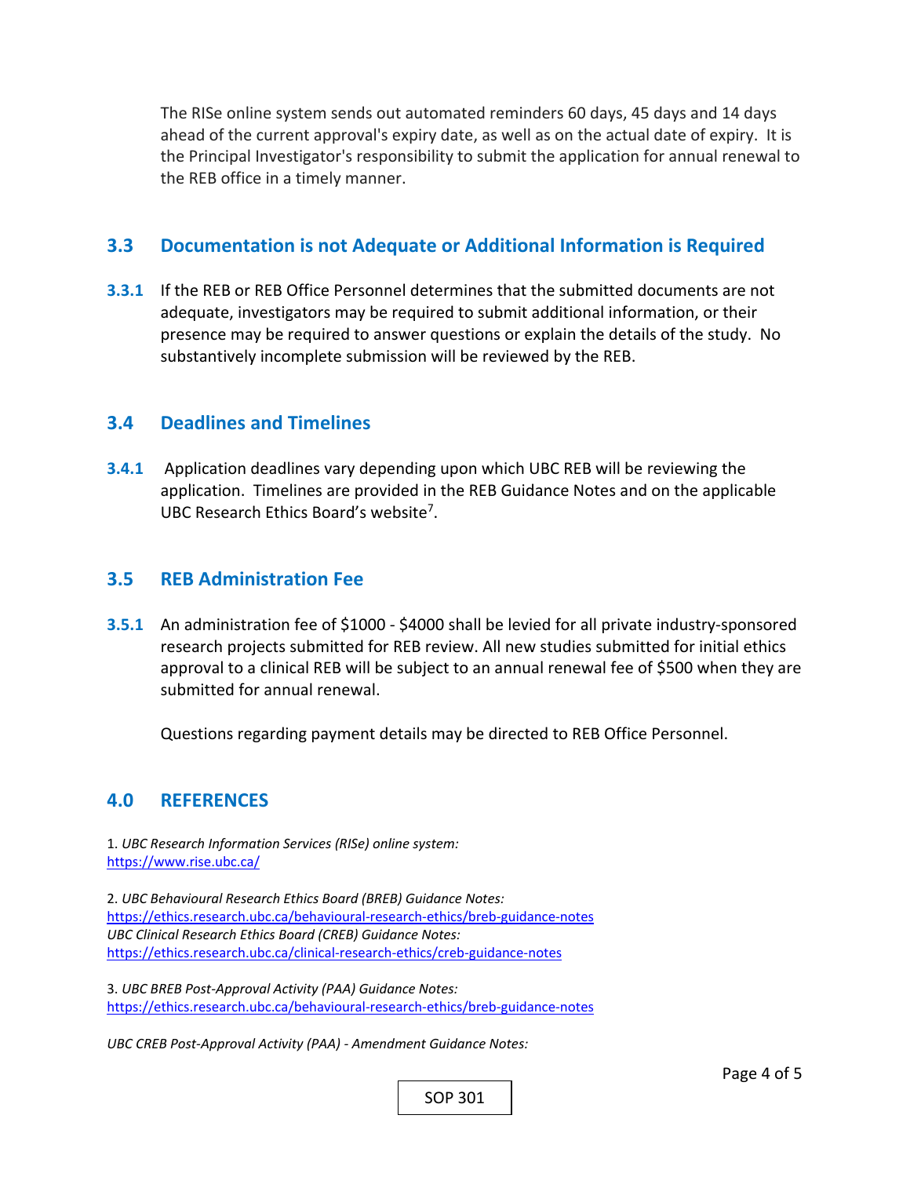The RISe online system sends out automated reminders 60 days, 45 days and 14 days ahead of the current approval's expiry date, as well as on the actual date of expiry. It is the Principal Investigator's responsibility to submit the application for annual renewal to the REB office in a timely manner.

## 3.3 Documentation is not Adequate or Additional Information is Required

**3.3.1** If the REB or REB Office Personnel determines that the submitted documents are not adequate, investigators may be required to submit additional information, or their presence may be required to answer questions or explain the details of the study. No substantively incomplete submission will be reviewed by the REB.

## 3.4 Deadlines and Timelines

**3.4.1** Application deadlines vary depending upon which UBC REB will be reviewing the application. Timelines are provided in the REB Guidance Notes and on the applicable UBC Research Ethics Board's website[7].

## 3.5 REB Administration Fee

**3.5.1** An administration fee of $1000 - $4000 shall be levied for all private industry-sponsored research projects submitted for REB review. All new studies submitted for initial ethics approval to a clinical REB will be subject to an annual renewal fee of $500 when they are submitted for annual renewal.

Questions regarding payment details may be directed to REB Office Personnel.

## 4.0 REFERENCES

1. *UBC Research Information Services (RISe) online system:*
https://www.rise.ubc.ca/

2. *UBC Behavioural Research Ethics Board (BREB) Guidance Notes:*
https://ethics.research.ubc.ca/behavioural-research-ethics/breb-guidance-notes
*UBC Clinical Research Ethics Board (CREB) Guidance Notes:*
https://ethics.research.ubc.ca/clinical-research-ethics/creb-guidance-notes

3. *UBC BREB Post-Approval Activity (PAA) Guidance Notes:*
https://ethics.research.ubc.ca/behavioural-research-ethics/breb-guidance-notes

*UBC CREB Post-Approval Activity (PAA) - Amendment Guidance Notes:*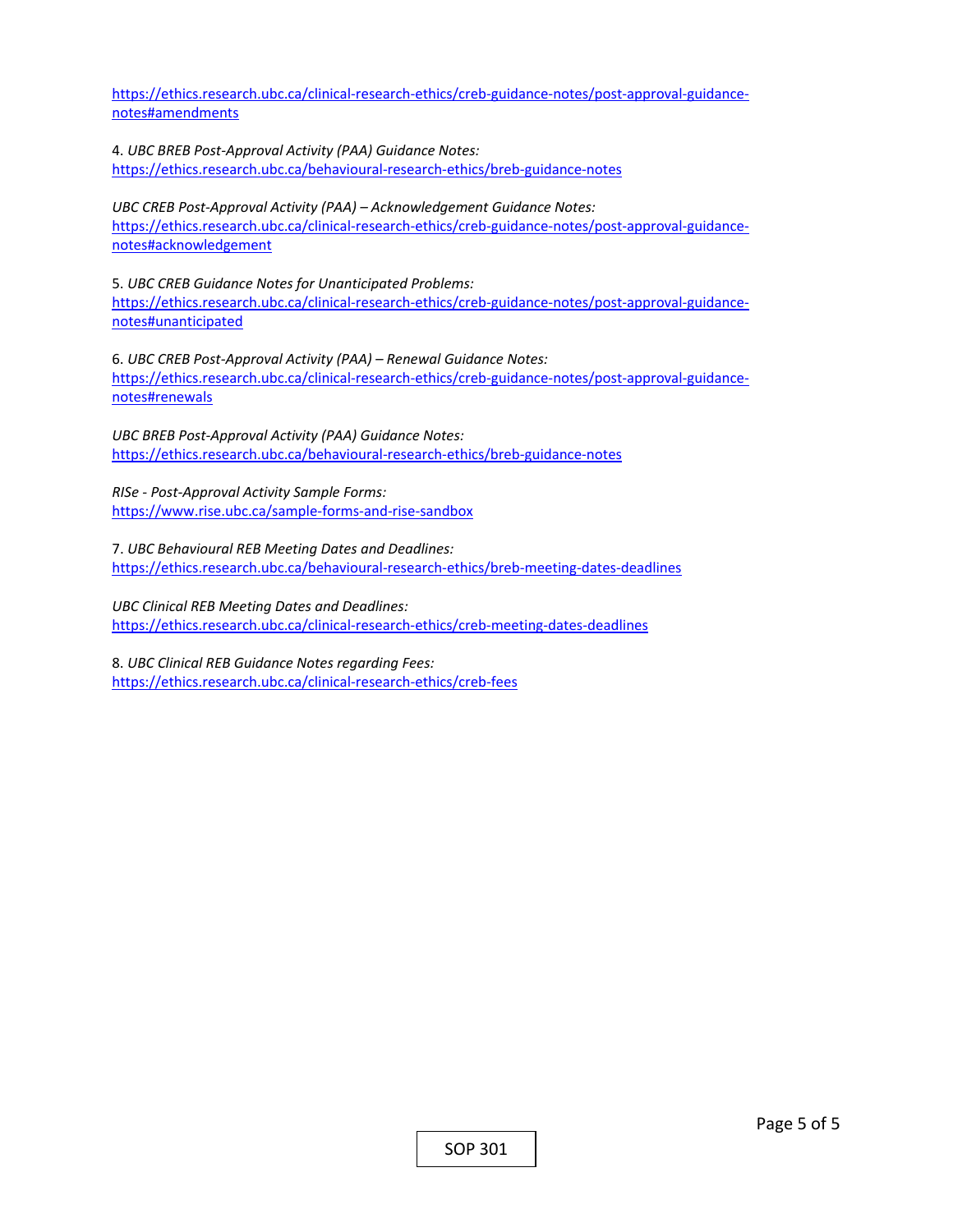https://ethics.research.ubc.ca/clinical-research-ethics/creb-guidance-notes/post-approval-guidance-notes#amendments

4. *UBC BREB Post-Approval Activity (PAA) Guidance Notes:*
https://ethics.research.ubc.ca/behavioural-research-ethics/breb-guidance-notes

*UBC CREB Post-Approval Activity (PAA) – Acknowledgement Guidance Notes:*
https://ethics.research.ubc.ca/clinical-research-ethics/creb-guidance-notes/post-approval-guidance-notes#acknowledgement

5. *UBC CREB Guidance Notes for Unanticipated Problems:*
https://ethics.research.ubc.ca/clinical-research-ethics/creb-guidance-notes/post-approval-guidance-notes#unanticipated

6. *UBC CREB Post-Approval Activity (PAA) – Renewal Guidance Notes:*
https://ethics.research.ubc.ca/clinical-research-ethics/creb-guidance-notes/post-approval-guidance-notes#renewals

*UBC BREB Post-Approval Activity (PAA) Guidance Notes:*
https://ethics.research.ubc.ca/behavioural-research-ethics/breb-guidance-notes

*RISe - Post-Approval Activity Sample Forms:*
https://www.rise.ubc.ca/sample-forms-and-rise-sandbox

7. *UBC Behavioural REB Meeting Dates and Deadlines:*
https://ethics.research.ubc.ca/behavioural-research-ethics/breb-meeting-dates-deadlines

*UBC Clinical REB Meeting Dates and Deadlines:*
https://ethics.research.ubc.ca/clinical-research-ethics/creb-meeting-dates-deadlines

8. *UBC Clinical REB Guidance Notes regarding Fees:*
https://ethics.research.ubc.ca/clinical-research-ethics/creb-fees